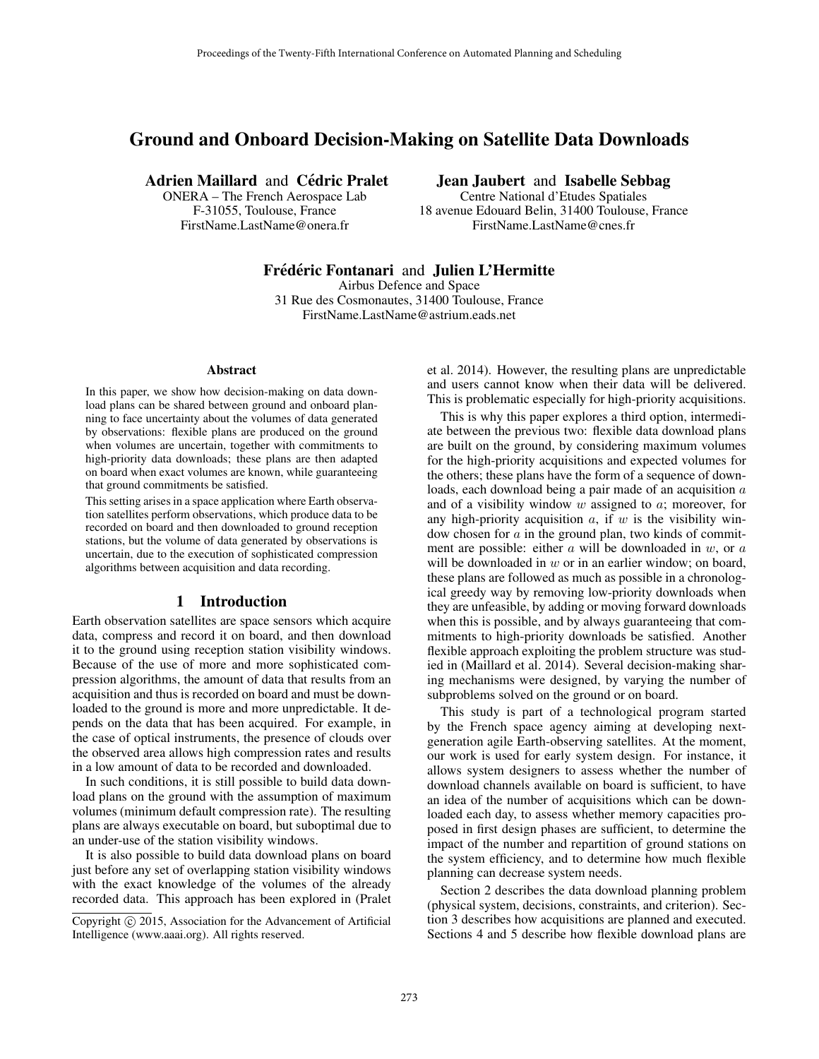# Ground and Onboard Decision-Making on Satellite Data Downloads

**Adrien Maillard** and **Cédric Pralet**
ONERA – The French Aerospace Lab
F-31055, Toulouse, France
FirstName.LastName@onera.fr

**Jean Jaubert** and **Isabelle Sebbag**
Centre National d'Etudes Spatiales
18 avenue Edouard Belin, 31400 Toulouse, France
FirstName.LastName@cnes.fr

**Frédéric Fontanari** and **Julien L'Hermitte**
Airbus Defence and Space
31 Rue des Cosmonautes, 31400 Toulouse, France
FirstName.LastName@astrium.eads.net

### Abstract

In this paper, we show how decision-making on data download plans can be shared between ground and onboard planning to face uncertainty about the volumes of data generated by observations: flexible plans are produced on the ground when volumes are uncertain, together with commitments to high-priority data downloads; these plans are then adapted on board when exact volumes are known, while guaranteeing that ground commitments be satisfied.

This setting arises in a space application where Earth observation satellites perform observations, which produce data to be recorded on board and then downloaded to ground reception stations, but the volume of data generated by observations is uncertain, due to the execution of sophisticated compression algorithms between acquisition and data recording.

## 1 Introduction

Earth observation satellites are space sensors which acquire data, compress and record it on board, and then download it to the ground using reception station visibility windows. Because of the use of more and more sophisticated compression algorithms, the amount of data that results from an acquisition and thus is recorded on board and must be downloaded to the ground is more and more unpredictable. It depends on the data that has been acquired. For example, in the case of optical instruments, the presence of clouds over the observed area allows high compression rates and results in a low amount of data to be recorded and downloaded.

In such conditions, it is still possible to build data download plans on the ground with the assumption of maximum volumes (minimum default compression rate). The resulting plans are always executable on board, but suboptimal due to an under-use of the station visibility windows.

It is also possible to build data download plans on board just before any set of overlapping station visibility windows with the exact knowledge of the volumes of the already recorded data. This approach has been explored in (Pralet et al. 2014). However, the resulting plans are unpredictable and users cannot know when their data will be delivered. This is problematic especially for high-priority acquisitions.

This is why this paper explores a third option, intermediate between the previous two: flexible data download plans are built on the ground, by considering maximum volumes for the high-priority acquisitions and expected volumes for the others; these plans have the form of a sequence of downloads, each download being a pair made of an acquisition $a$ and of a visibility window $w$ assigned to $a$; moreover, for any high-priority acquisition $a$, if $w$ is the visibility window chosen for $a$ in the ground plan, two kinds of commitment are possible: either $a$ will be downloaded in $w$, or $a$ will be downloaded in $w$ or in an earlier window; on board, these plans are followed as much as possible in a chronological greedy way by removing low-priority downloads when they are unfeasible, by adding or moving forward downloads when this is possible, and by always guaranteeing that commitments to high-priority downloads be satisfied. Another flexible approach exploiting the problem structure was studied in (Maillard et al. 2014). Several decision-making sharing mechanisms were designed, by varying the number of subproblems solved on the ground or on board.

This study is part of a technological program started by the French space agency aiming at developing next-generation agile Earth-observing satellites. At the moment, our work is used for early system design. For instance, it allows system designers to assess whether the number of download channels available on board is sufficient, to have an idea of the number of acquisitions which can be downloaded each day, to assess whether memory capacities proposed in first design phases are sufficient, to determine the impact of the number and repartition of ground stations on the system efficiency, and to determine how much flexible planning can decrease system needs.

Section 2 describes the data download planning problem (physical system, decisions, constraints, and criterion). Section 3 describes how acquisitions are planned and executed. Sections 4 and 5 describe how flexible download plans are

Copyright © 2015, Association for the Advancement of Artificial Intelligence (www.aaai.org). All rights reserved.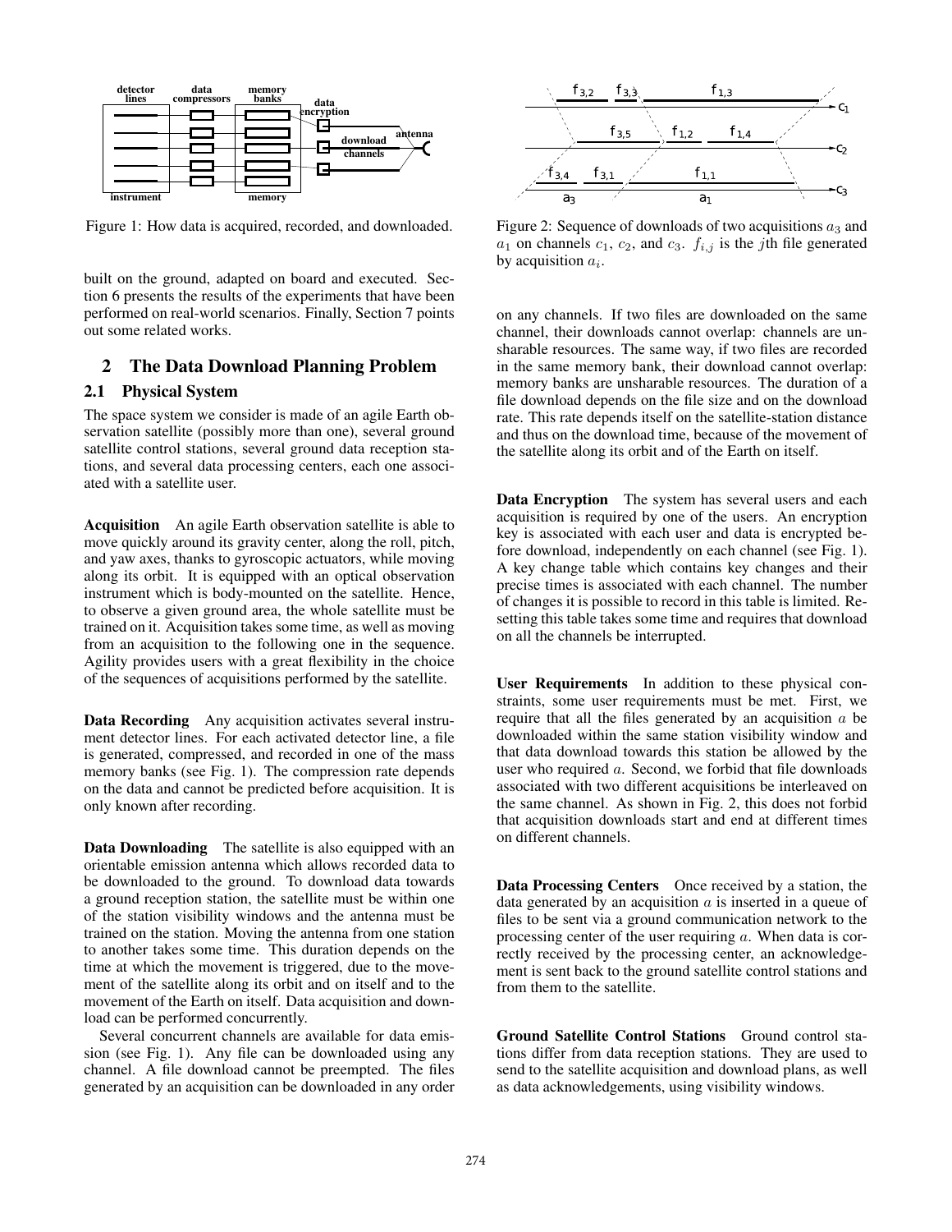Figure 1: How data is acquired, recorded, and downloaded.

Figure 2: Sequence of downloads of two acquisitions $a_3$ and $a_1$ on channels $c_1$, $c_2$, and $c_3$. $f_{i,j}$ is the $j$th file generated by acquisition $a_i$.

built on the ground, adapted on board and executed. Section 6 presents the results of the experiments that have been performed on real-world scenarios. Finally, Section 7 points out some related works.

## 2 The Data Download Planning Problem

### 2.1 Physical System

The space system we consider is made of an agile Earth observation satellite (possibly more than one), several ground satellite control stations, several ground data reception stations, and several data processing centers, each one associated with a satellite user.

**Acquisition** An agile Earth observation satellite is able to move quickly around its gravity center, along the roll, pitch, and yaw axes, thanks to gyroscopic actuators, while moving along its orbit. It is equipped with an optical observation instrument which is body-mounted on the satellite. Hence, to observe a given ground area, the whole satellite must be trained on it. Acquisition takes some time, as well as moving from an acquisition to the following one in the sequence. Agility provides users with a great flexibility in the choice of the sequences of acquisitions performed by the satellite.

**Data Recording** Any acquisition activates several instrument detector lines. For each activated detector line, a file is generated, compressed, and recorded in one of the mass memory banks (see Fig. 1). The compression rate depends on the data and cannot be predicted before acquisition. It is only known after recording.

**Data Downloading** The satellite is also equipped with an orientable emission antenna which allows recorded data to be downloaded to the ground. To download data towards a ground reception station, the satellite must be within one of the station visibility windows and the antenna must be trained on the station. Moving the antenna from one station to another takes some time. This duration depends on the time at which the movement is triggered, due to the movement of the satellite along its orbit and on itself and to the movement of the Earth on itself. Data acquisition and download can be performed concurrently.

Several concurrent channels are available for data emission (see Fig. 1). Any file can be downloaded using any channel. A file download cannot be preempted. The files generated by an acquisition can be downloaded in any order on any channels. If two files are downloaded on the same channel, their downloads cannot overlap: channels are unsharable resources. The same way, if two files are recorded in the same memory bank, their download cannot overlap: memory banks are unsharable resources. The duration of a file download depends on the file size and on the download rate. This rate depends itself on the satellite-station distance and thus on the download time, because of the movement of the satellite along its orbit and of the Earth on itself.

**Data Encryption** The system has several users and each acquisition is required by one of the users. An encryption key is associated with each user and data is encrypted before download, independently on each channel (see Fig. 1). A key change table which contains key changes and their precise times is associated with each channel. The number of changes it is possible to record in this table is limited. Resetting this table takes some time and requires that download on all the channels be interrupted.

**User Requirements** In addition to these physical constraints, some user requirements must be met. First, we require that all the files generated by an acquisition $a$ be downloaded within the same station visibility window and that data download towards this station be allowed by the user who required $a$. Second, we forbid that file downloads associated with two different acquisitions be interleaved on the same channel. As shown in Fig. 2, this does not forbid that acquisition downloads start and end at different times on different channels.

**Data Processing Centers** Once received by a station, the data generated by an acquisition $a$ is inserted in a queue of files to be sent via a ground communication network to the processing center of the user requiring $a$. When data is correctly received by the processing center, an acknowledgement is sent back to the ground satellite control stations and from them to the satellite.

**Ground Satellite Control Stations** Ground control stations differ from data reception stations. They are used to send to the satellite acquisition and download plans, as well as data acknowledgements, using visibility windows.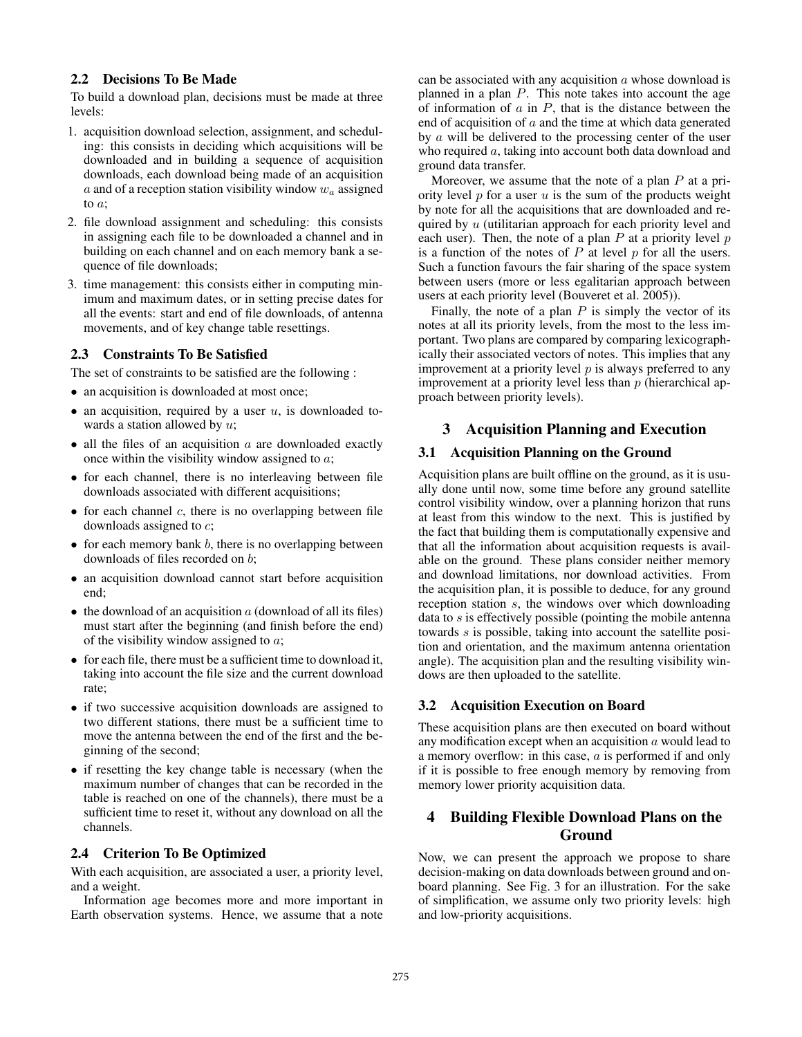### 2.2 Decisions To Be Made

To build a download plan, decisions must be made at three levels:

1. acquisition download selection, assignment, and scheduling: this consists in deciding which acquisitions will be downloaded and in building a sequence of acquisition downloads, each download being made of an acquisition $a$ and of a reception station visibility window $w_a$ assigned to $a$;
2. file download assignment and scheduling: this consists in assigning each file to be downloaded a channel and in building on each channel and on each memory bank a sequence of file downloads;
3. time management: this consists either in computing minimum and maximum dates, or in setting precise dates for all the events: start and end of file downloads, of antenna movements, and of key change table resettings.

### 2.3 Constraints To Be Satisfied

The set of constraints to be satisfied are the following :

- an acquisition is downloaded at most once;
- an acquisition, required by a user $u$, is downloaded towards a station allowed by $u$;
- all the files of an acquisition $a$ are downloaded exactly once within the visibility window assigned to $a$;
- for each channel, there is no interleaving between file downloads associated with different acquisitions;
- for each channel $c$, there is no overlapping between file downloads assigned to $c$;
- for each memory bank $b$, there is no overlapping between downloads of files recorded on $b$;
- an acquisition download cannot start before acquisition end;
- the download of an acquisition $a$ (download of all its files) must start after the beginning (and finish before the end) of the visibility window assigned to $a$;
- for each file, there must be a sufficient time to download it, taking into account the file size and the current download rate;
- if two successive acquisition downloads are assigned to two different stations, there must be a sufficient time to move the antenna between the end of the first and the beginning of the second;
- if resetting the key change table is necessary (when the maximum number of changes that can be recorded in the table is reached on one of the channels), there must be a sufficient time to reset it, without any download on all the channels.

### 2.4 Criterion To Be Optimized

With each acquisition, are associated a user, a priority level, and a weight.

Information age becomes more and more important in Earth observation systems. Hence, we assume that a note can be associated with any acquisition $a$ whose download is planned in a plan $P$. This note takes into account the age of information of $a$ in $P$, that is the distance between the end of acquisition of $a$ and the time at which data generated by $a$ will be delivered to the processing center of the user who required $a$, taking into account both data download and ground data transfer.

Moreover, we assume that the note of a plan $P$ at a priority level $p$ for a user $u$ is the sum of the products weight by note for all the acquisitions that are downloaded and required by $u$ (utilitarian approach for each priority level and each user). Then, the note of a plan $P$ at a priority level $p$ is a function of the notes of $P$ at level $p$ for all the users. Such a function favours the fair sharing of the space system between users (more or less egalitarian approach between users at each priority level (Bouveret et al. 2005)).

Finally, the note of a plan $P$ is simply the vector of its notes at all its priority levels, from the most to the less important. Two plans are compared by comparing lexicographically their associated vectors of notes. This implies that any improvement at a priority level $p$ is always preferred to any improvement at a priority level less than $p$ (hierarchical approach between priority levels).

## 3 Acquisition Planning and Execution

### 3.1 Acquisition Planning on the Ground

Acquisition plans are built offline on the ground, as it is usually done until now, some time before any ground satellite control visibility window, over a planning horizon that runs at least from this window to the next. This is justified by the fact that building them is computationally expensive and that all the information about acquisition requests is available on the ground. These plans consider neither memory and download limitations, nor download activities. From the acquisition plan, it is possible to deduce, for any ground reception station $s$, the windows over which downloading data to $s$ is effectively possible (pointing the mobile antenna towards $s$ is possible, taking into account the satellite position and orientation, and the maximum antenna orientation angle). The acquisition plan and the resulting visibility windows are then uploaded to the satellite.

### 3.2 Acquisition Execution on Board

These acquisition plans are then executed on board without any modification except when an acquisition $a$ would lead to a memory overflow: in this case, $a$ is performed if and only if it is possible to free enough memory by removing from memory lower priority acquisition data.

## 4 Building Flexible Download Plans on the Ground

Now, we can present the approach we propose to share decision-making on data downloads between ground and on-board planning. See Fig. 3 for an illustration. For the sake of simplification, we assume only two priority levels: high and low-priority acquisitions.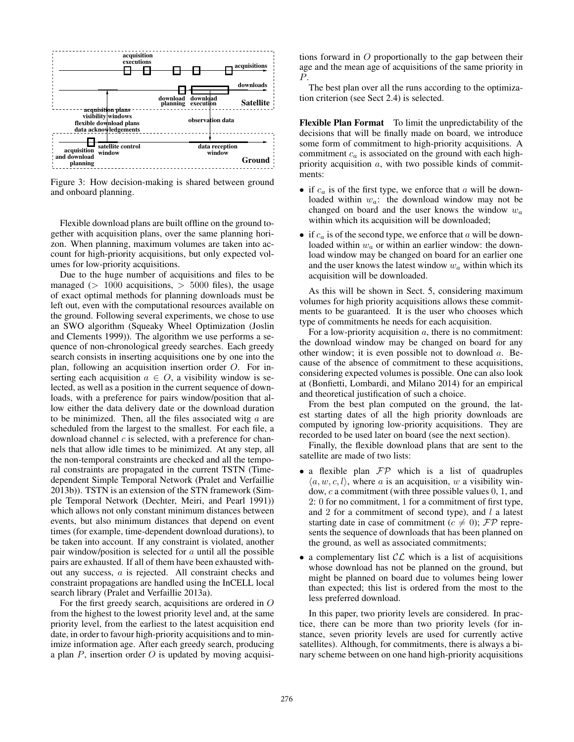Figure 3: How decision-making is shared between ground and onboard planning.

Flexible download plans are built offline on the ground together with acquisition plans, over the same planning horizon. When planning, maximum volumes are taken into account for high-priority acquisitions, but only expected volumes for low-priority acquisitions.

Due to the huge number of acquisitions and files to be managed ($>1000$ acquisitions, $>5000$ files), the usage of exact optimal methods for planning downloads must be left out, even with the computational resources available on the ground. Following several experiments, we chose to use an SWO algorithm (Squeaky Wheel Optimization (Joslin and Clements 1999)). The algorithm we use performs a sequence of non-chronological greedy searches. Each greedy search consists in inserting acquisitions one by one into the plan, following an acquisition insertion order $O$. For inserting each acquisition $a \in O$, a visibility window is selected, as well as a position in the current sequence of downloads, with a preference for pairs window/position that allow either the data delivery date or the download duration to be minimized. Then, all the files associated witg $a$ are scheduled from the largest to the smallest. For each file, a download channel $c$ is selected, with a preference for channels that allow idle times to be minimized. At any step, all the non-temporal constraints are checked and all the temporal constraints are propagated in the current TSTN (Time-dependent Simple Temporal Network (Pralet and Verfaillie 2013b)). TSTN is an extension of the STN framework (Simple Temporal Network (Dechter, Meiri, and Pearl 1991)) which allows not only constant minimum distances between events, but also minimum distances that depend on event times (for example, time-dependent download durations), to be taken into account. If any constraint is violated, another pair window/position is selected for $a$ until all the possible pairs are exhausted. If all of them have been exhausted without any success, $a$ is rejected. All constraint checks and constraint propagations are handled using the InCELL local search library (Pralet and Verfaillie 2013a).

For the first greedy search, acquisitions are ordered in $O$ from the highest to the lowest priority level and, at the same priority level, from the earliest to the latest acquisition end date, in order to favour high-priority acquisitions and to minimize information age. After each greedy search, producing a plan $P$, insertion order $O$ is updated by moving acquisitions forward in $O$ proportionally to the gap between their age and the mean age of acquisitions of the same priority in $P$.

The best plan over all the runs according to the optimization criterion (see Sect 2.4) is selected.

**Flexible Plan Format** To limit the unpredictability of the decisions that will be finally made on board, we introduce some form of commitment to high-priority acquisitions. A commitment $c_a$ is associated on the ground with each high-priority acquisition $a$, with two possible kinds of commitments:

- if $c_a$ is of the first type, we enforce that $a$ will be downloaded within $w_a$: the download window may not be changed on board and the user knows the window $w_a$ within which its acquisition will be downloaded;
- if $c_a$ is of the second type, we enforce that $a$ will be downloaded within $w_a$ or within an earlier window: the download window may be changed on board for an earlier one and the user knows the latest window $w_a$ within which its acquisition will be downloaded.

As this will be shown in Sect. 5, considering maximum volumes for high priority acquisitions allows these commitments to be guaranteed. It is the user who chooses which type of commitments he needs for each acquisition.

For a low-priority acquisition $a$, there is no commitment: the download window may be changed on board for any other window; it is even possible not to download $a$. Because of the absence of commitment to these acquisitions, considering expected volumes is possible. One can also look at (Bonfietti, Lombardi, and Milano 2014) for an empirical and theoretical justification of such a choice.

From the best plan computed on the ground, the latest starting dates of all the high priority downloads are computed by ignoring low-priority acquisitions. They are recorded to be used later on board (see the next section).

Finally, the flexible download plans that are sent to the satellite are made of two lists:

- a flexible plan $\mathcal{FP}$ which is a list of quadruples $\langle a, w, c, l \rangle$, where $a$ is an acquisition, $w$ a visibility window, $c$ a commitment (with three possible values 0, 1, and 2: 0 for no commitment, 1 for a commitment of first type, and 2 for a commitment of second type), and $l$ a latest starting date in case of commitment ($c \neq 0$); $\mathcal{FP}$ represents the sequence of downloads that has been planned on the ground, as well as associated commitments;
- a complementary list $\mathcal{CL}$ which is a list of acquisitions whose download has not be planned on the ground, but might be planned on board due to volumes being lower than expected; this list is ordered from the most to the less preferred download.

In this paper, two priority levels are considered. In practice, there can be more than two priority levels (for instance, seven priority levels are used for currently active satellites). Although, for commitments, there is always a binary scheme between on one hand high-priority acquisitions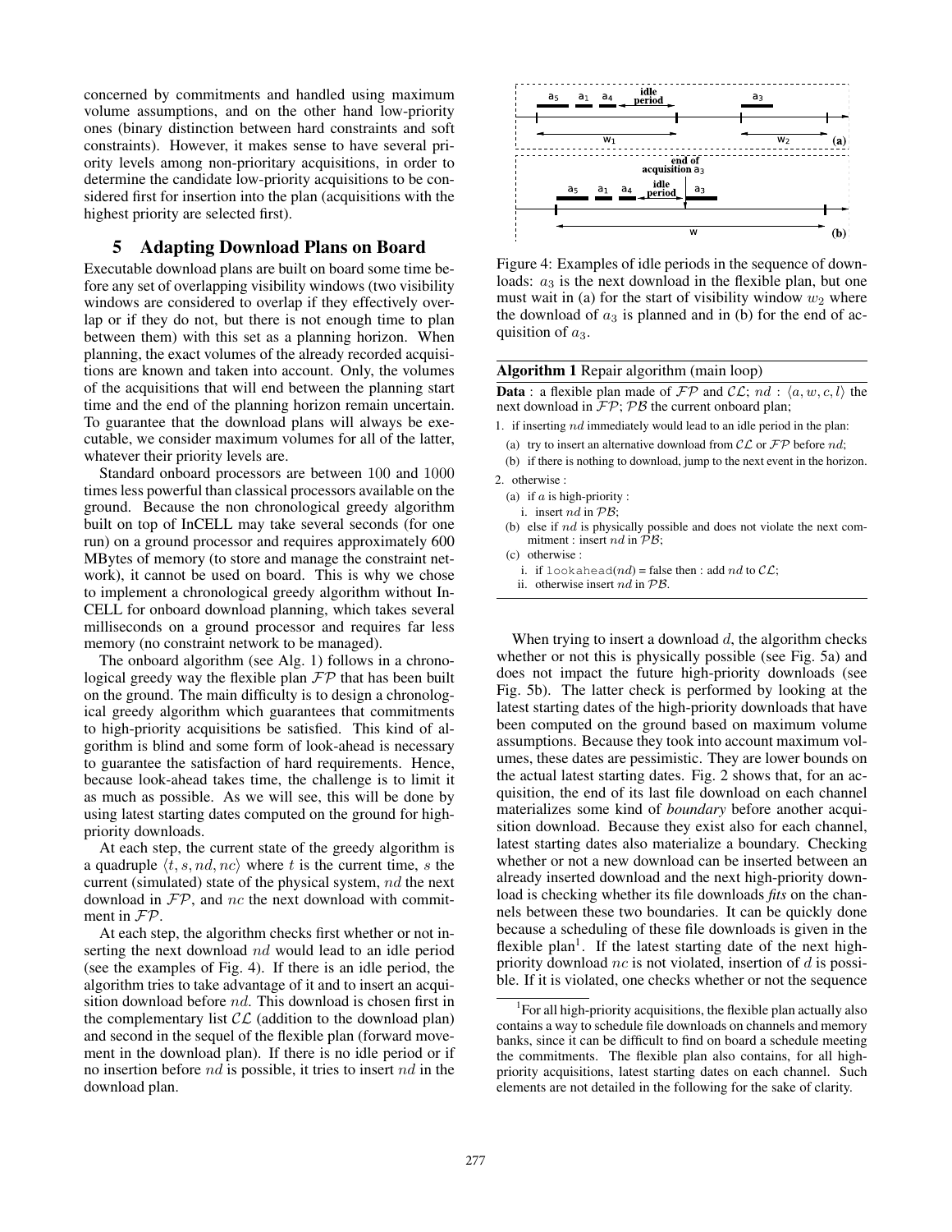concerned by commitments and handled using maximum volume assumptions, and on the other hand low-priority ones (binary distinction between hard constraints and soft constraints). However, it makes sense to have several priority levels among non-prioritary acquisitions, in order to determine the candidate low-priority acquisitions to be considered first for insertion into the plan (acquisitions with the highest priority are selected first).

## 5 Adapting Download Plans on Board

Executable download plans are built on board some time before any set of overlapping visibility windows (two visibility windows are considered to overlap if they effectively overlap or if they do not, but there is not enough time to plan between them) with this set as a planning horizon. When planning, the exact volumes of the already recorded acquisitions are known and taken into account. Only, the volumes of the acquisitions that will end between the planning start time and the end of the planning horizon remain uncertain. To guarantee that the download plans will always be executable, we consider maximum volumes for all of the latter, whatever their priority levels are.

Standard onboard processors are between 100 and 1000 times less powerful than classical processors available on the ground. Because the non chronological greedy algorithm built on top of InCELL may take several seconds (for one run) on a ground processor and requires approximately 600 MBytes of memory (to store and manage the constraint network), it cannot be used on board. This is why we chose to implement a chronological greedy algorithm without InCELL for onboard download planning, which takes several milliseconds on a ground processor and requires far less memory (no constraint network to be managed).

The onboard algorithm (see Alg. 1) follows in a chronological greedy way the flexible plan $\mathcal{FP}$ that has been built on the ground. The main difficulty is to design a chronological greedy algorithm which guarantees that commitments to high-priority acquisitions be satisfied. This kind of algorithm is blind and some form of look-ahead is necessary to guarantee the satisfaction of hard requirements. Hence, because look-ahead takes time, the challenge is to limit it as much as possible. As we will see, this will be done by using latest starting dates computed on the ground for high-priority downloads.

At each step, the current state of the greedy algorithm is a quadruple $\langle t, s, nd, nc \rangle$ where $t$ is the current time, $s$ the current (simulated) state of the physical system, $nd$ the next download in $\mathcal{FP}$, and $nc$ the next download with commitment in $\mathcal{FP}$.

At each step, the algorithm checks first whether or not inserting the next download $nd$ would lead to an idle period (see the examples of Fig. 4). If there is an idle period, the algorithm tries to take advantage of it and to insert an acquisition download before $nd$. This download is chosen first in the complementary list $\mathcal{CL}$ (addition to the download plan) and second in the sequel of the flexible plan (forward movement in the download plan). If there is no idle period or if no insertion before $nd$ is possible, it tries to insert $nd$ in the download plan.

Figure 4: Examples of idle periods in the sequence of downloads: $a_3$ is the next download in the flexible plan, but one must wait in (a) for the start of visibility window $w_2$ where the download of $a_3$ is planned and in (b) for the end of acquisition of $a_3$.

**Algorithm 1** Repair algorithm (main loop)

**Data** : a flexible plan made of $\mathcal{FP}$ and $\mathcal{CL}$; $nd$ : $\langle a, w, c, l \rangle$ the next download in $\mathcal{FP}$; $\mathcal{PB}$ the current onboard plan;

1. if inserting $nd$ immediately would lead to an idle period in the plan:
   (a) try to insert an alternative download from $\mathcal{CL}$ or $\mathcal{FP}$ before $nd$;
   (b) if there is nothing to download, jump to the next event in the horizon.
2. otherwise :
   (a) if $a$ is high-priority :
      i. insert $nd$ in $\mathcal{PB}$;
   (b) else if $nd$ is physically possible and does not violate the next commitment : insert $nd$ in $\mathcal{PB}$;
   (c) otherwise :
      i. if `lookahead`($nd$) = false then : add $nd$ to $\mathcal{CL}$;
      ii. otherwise insert $nd$ in $\mathcal{PB}$.

When trying to insert a download $d$, the algorithm checks whether or not this is physically possible (see Fig. 5a) and does not impact the future high-priority downloads (see Fig. 5b). The latter check is performed by looking at the latest starting dates of the high-priority downloads that have been computed on the ground based on maximum volume assumptions. Because they took into account maximum volumes, these dates are pessimistic. They are lower bounds on the actual latest starting dates. Fig. 2 shows that, for an acquisition, the end of its last file download on each channel materializes some kind of *boundary* before another acquisition download. Because they exist also for each channel, latest starting dates also materialize a boundary. Checking whether or not a new download can be inserted between an already inserted download and the next high-priority download is checking whether its file downloads *fits* on the channels between these two boundaries. It can be quickly done because a scheduling of these file downloads is given in the flexible plan[1]. If the latest starting date of the next high-priority download $nc$ is not violated, insertion of $d$ is possible. If it is violated, one checks whether or not the sequence

[1]For all high-priority acquisitions, the flexible plan actually also contains a way to schedule file downloads on channels and memory banks, since it can be difficult to find on board a schedule meeting the commitments. The flexible plan also contains, for all high-priority acquisitions, latest starting dates on each channel. Such elements are not detailed in the following for the sake of clarity.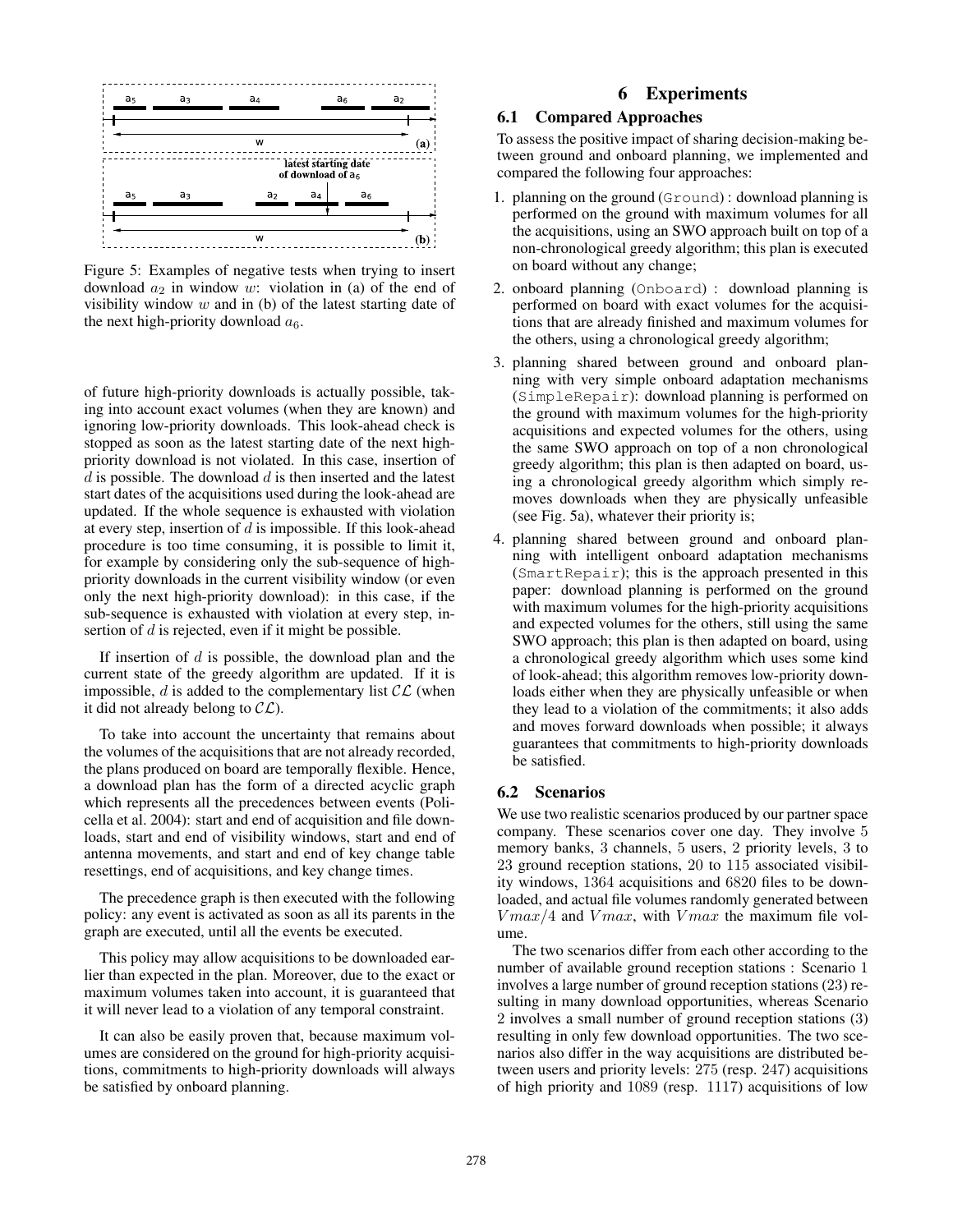Figure 5: Examples of negative tests when trying to insert download $a_2$ in window $w$: violation in (a) of the end of visibility window $w$ and in (b) of the latest starting date of the next high-priority download $a_6$.

of future high-priority downloads is actually possible, taking into account exact volumes (when they are known) and ignoring low-priority downloads. This look-ahead check is stopped as soon as the latest starting date of the next high-priority download is not violated. In this case, insertion of $d$ is possible. The download $d$ is then inserted and the latest start dates of the acquisitions used during the look-ahead are updated. If the whole sequence is exhausted with violation at every step, insertion of $d$ is impossible. If this look-ahead procedure is too time consuming, it is possible to limit it, for example by considering only the sub-sequence of high-priority downloads in the current visibility window (or even only the next high-priority download): in this case, if the sub-sequence is exhausted with violation at every step, insertion of $d$ is rejected, even if it might be possible.

If insertion of $d$ is possible, the download plan and the current state of the greedy algorithm are updated. If it is impossible, $d$ is added to the complementary list $\mathcal{CL}$ (when it did not already belong to $\mathcal{CL}$).

To take into account the uncertainty that remains about the volumes of the acquisitions that are not already recorded, the plans produced on board are temporally flexible. Hence, a download plan has the form of a directed acyclic graph which represents all the precedences between events (Policella et al. 2004): start and end of acquisition and file downloads, start and end of visibility windows, start and end of antenna movements, and start and end of key change table resettings, end of acquisitions, and key change times.

The precedence graph is then executed with the following policy: any event is activated as soon as all its parents in the graph are executed, until all the events be executed.

This policy may allow acquisitions to be downloaded earlier than expected in the plan. Moreover, due to the exact or maximum volumes taken into account, it is guaranteed that it will never lead to a violation of any temporal constraint.

It can also be easily proven that, because maximum volumes are considered on the ground for high-priority acquisitions, commitments to high-priority downloads will always be satisfied by onboard planning.

# 6 Experiments

## 6.1 Compared Approaches

To assess the positive impact of sharing decision-making between ground and onboard planning, we implemented and compared the following four approaches:

1. planning on the ground (`Ground`) : download planning is performed on the ground with maximum volumes for all the acquisitions, using an SWO approach built on top of a non-chronological greedy algorithm; this plan is executed on board without any change;
2. onboard planning (`Onboard`) : download planning is performed on board with exact volumes for the acquisitions that are already finished and maximum volumes for the others, using a chronological greedy algorithm;
3. planning shared between ground and onboard planning with very simple onboard adaptation mechanisms (`SimpleRepair`): download planning is performed on the ground with maximum volumes for the high-priority acquisitions and expected volumes for the others, using the same SWO approach on top of a non chronological greedy algorithm; this plan is then adapted on board, using a chronological greedy algorithm which simply removes downloads when they are physically unfeasible (see Fig. 5a), whatever their priority is;
4. planning shared between ground and onboard planning with intelligent onboard adaptation mechanisms (`SmartRepair`); this is the approach presented in this paper: download planning is performed on the ground with maximum volumes for the high-priority acquisitions and expected volumes for the others, still using the same SWO approach; this plan is then adapted on board, using a chronological greedy algorithm which uses some kind of look-ahead; this algorithm removes low-priority downloads either when they are physically unfeasible or when they lead to a violation of the commitments; it also adds and moves forward downloads when possible; it always guarantees that commitments to high-priority downloads be satisfied.

## 6.2 Scenarios

We use two realistic scenarios produced by our partner space company. These scenarios cover one day. They involve 5 memory banks, 3 channels, 5 users, 2 priority levels, 3 to 23 ground reception stations, 20 to 115 associated visibility windows, 1364 acquisitions and 6820 files to be downloaded, and actual file volumes randomly generated between $Vmax/4$ and $Vmax$, with $Vmax$ the maximum file volume.

The two scenarios differ from each other according to the number of available ground reception stations : Scenario 1 involves a large number of ground reception stations (23) resulting in many download opportunities, whereas Scenario 2 involves a small number of ground reception stations (3) resulting in only few download opportunities. The two scenarios also differ in the way acquisitions are distributed between users and priority levels: 275 (resp. 247) acquisitions of high priority and 1089 (resp. 1117) acquisitions of low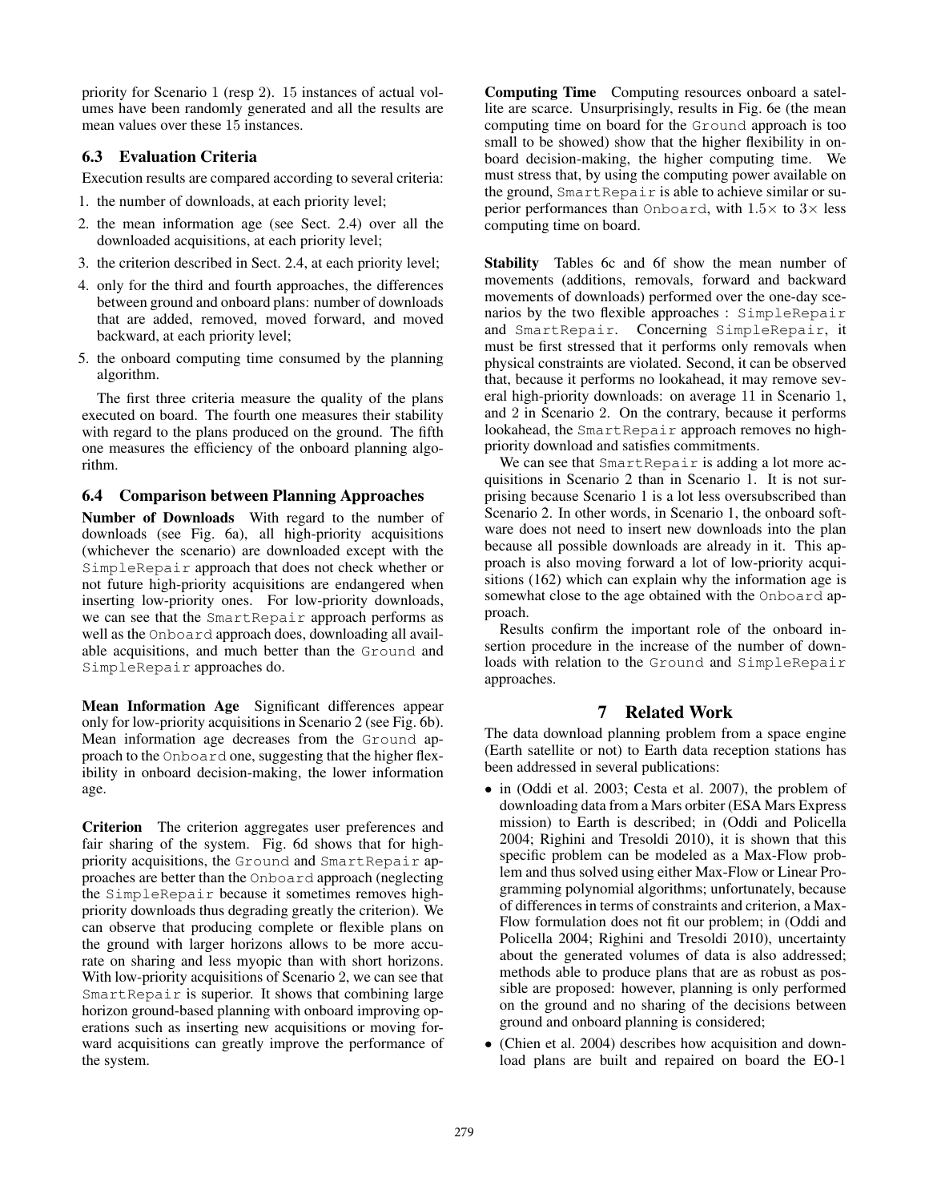priority for Scenario 1 (resp 2). 15 instances of actual volumes have been randomly generated and all the results are mean values over these 15 instances.

### 6.3 Evaluation Criteria

Execution results are compared according to several criteria:

1. the number of downloads, at each priority level;
2. the mean information age (see Sect. 2.4) over all the downloaded acquisitions, at each priority level;
3. the criterion described in Sect. 2.4, at each priority level;
4. only for the third and fourth approaches, the differences between ground and onboard plans: number of downloads that are added, removed, moved forward, and moved backward, at each priority level;
5. the onboard computing time consumed by the planning algorithm.

The first three criteria measure the quality of the plans executed on board. The fourth one measures their stability with regard to the plans produced on the ground. The fifth one measures the efficiency of the onboard planning algorithm.

### 6.4 Comparison between Planning Approaches

**Number of Downloads** With regard to the number of downloads (see Fig. 6a), all high-priority acquisitions (whichever the scenario) are downloaded except with the `SimpleRepair` approach that does not check whether or not future high-priority acquisitions are endangered when inserting low-priority ones. For low-priority downloads, we can see that the `SmartRepair` approach performs as well as the `Onboard` approach does, downloading all available acquisitions, and much better than the `Ground` and `SimpleRepair` approaches do.

**Mean Information Age** Significant differences appear only for low-priority acquisitions in Scenario 2 (see Fig. 6b). Mean information age decreases from the `Ground` approach to the `Onboard` one, suggesting that the higher flexibility in onboard decision-making, the lower information age.

**Criterion** The criterion aggregates user preferences and fair sharing of the system. Fig. 6d shows that for high-priority acquisitions, the `Ground` and `SmartRepair` approaches are better than the `Onboard` approach (neglecting the `SimpleRepair` because it sometimes removes high-priority downloads thus degrading greatly the criterion). We can observe that producing complete or flexible plans on the ground with larger horizons allows to be more accurate on sharing and less myopic than with short horizons. With low-priority acquisitions of Scenario 2, we can see that `SmartRepair` is superior. It shows that combining large horizon ground-based planning with onboard improving operations such as inserting new acquisitions or moving forward acquisitions can greatly improve the performance of the system.

**Computing Time** Computing resources onboard a satellite are scarce. Unsurprisingly, results in Fig. 6e (the mean computing time on board for the `Ground` approach is too small to be showed) show that the higher flexibility in onboard decision-making, the higher computing time. We must stress that, by using the computing power available on the ground, `SmartRepair` is able to achieve similar or superior performances than `Onboard`, with $1.5\times$ to $3\times$ less computing time on board.

**Stability** Tables 6c and 6f show the mean number of movements (additions, removals, forward and backward movements of downloads) performed over the one-day scenarios by the two flexible approaches : `SimpleRepair` and `SmartRepair`. Concerning `SimpleRepair`, it must be first stressed that it performs only removals when physical constraints are violated. Second, it can be observed that, because it performs no lookahead, it may remove several high-priority downloads: on average 11 in Scenario 1, and 2 in Scenario 2. On the contrary, because it performs lookahead, the `SmartRepair` approach removes no high-priority download and satisfies commitments.

We can see that `SmartRepair` is adding a lot more acquisitions in Scenario 2 than in Scenario 1. It is not surprising because Scenario 1 is a lot less oversubscribed than Scenario 2. In other words, in Scenario 1, the onboard software does not need to insert new downloads into the plan because all possible downloads are already in it. This approach is also moving forward a lot of low-priority acquisitions (162) which can explain why the information age is somewhat close to the age obtained with the `Onboard` approach.

Results confirm the important role of the onboard insertion procedure in the increase of the number of downloads with relation to the `Ground` and `SimpleRepair` approaches.

## 7 Related Work

The data download planning problem from a space engine (Earth satellite or not) to Earth data reception stations has been addressed in several publications:

- in (Oddi et al. 2003; Cesta et al. 2007), the problem of downloading data from a Mars orbiter (ESA Mars Express mission) to Earth is described; in (Oddi and Policella 2004; Righini and Tresoldi 2010), it is shown that this specific problem can be modeled as a Max-Flow problem and thus solved using either Max-Flow or Linear Programming polynomial algorithms; unfortunately, because of differences in terms of constraints and criterion, a Max-Flow formulation does not fit our problem; in (Oddi and Policella 2004; Righini and Tresoldi 2010), uncertainty about the generated volumes of data is also addressed; methods able to produce plans that are as robust as possible are proposed: however, planning is only performed on the ground and no sharing of the decisions between ground and onboard planning is considered;
- (Chien et al. 2004) describes how acquisition and download plans are built and repaired on board the EO-1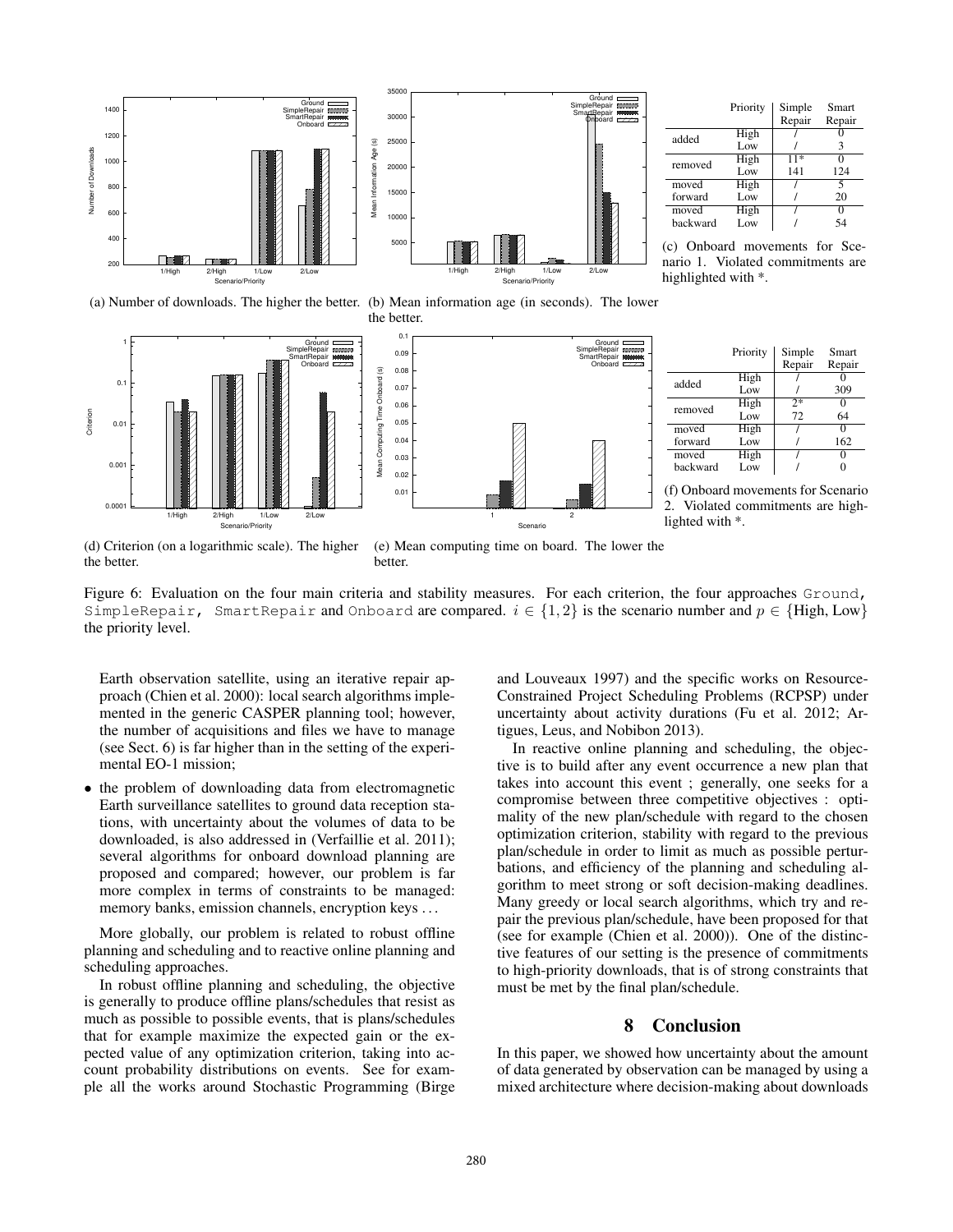(a) Number of downloads. The higher the better.

(b) Mean information age (in seconds). The lower the better.

| | Priority | Simple Repair | Smart Repair |
|---|---|---|---|
| added | High | / | 0 |
| | Low | / | 3 |
| removed | High | 11* | 0 |
| | Low | 141 | 124 |
| moved forward | High | / | 5 |
| | Low | / | 20 |
| moved backward | High | / | 0 |
| | Low | / | 54 |

(c) Onboard movements for Scenario 1. Violated commitments are highlighted with *.

(d) Criterion (on a logarithmic scale). The higher the better.

(e) Mean computing time on board. The lower the better.

| | Priority | Simple Repair | Smart Repair |
|---|---|---|---|
| added | High | / | 0 |
| | Low | / | 309 |
| removed | High | 2* | 0 |
| | Low | 72 | 64 |
| moved forward | High | / | 0 |
| | Low | / | 162 |
| moved backward | High | / | 0 |
| | Low | / | 0 |

(f) Onboard movements for Scenario 2. Violated commitments are highlighted with *.

Figure 6: Evaluation on the four main criteria and stability measures. For each criterion, the four approaches Ground, SimpleRepair, SmartRepair and Onboard are compared. $i \in \{1, 2\}$ is the scenario number and $p \in$ {High, Low} the priority level.

Earth observation satellite, using an iterative repair approach (Chien et al. 2000): local search algorithms implemented in the generic CASPER planning tool; however, the number of acquisitions and files we have to manage (see Sect. 6) is far higher than in the setting of the experimental EO-1 mission;

- the problem of downloading data from electromagnetic Earth surveillance satellites to ground data reception stations, with uncertainty about the volumes of data to be downloaded, is also addressed in (Verfaillie et al. 2011); several algorithms for onboard download planning are proposed and compared; however, our problem is far more complex in terms of constraints to be managed: memory banks, emission channels, encryption keys . . .

More globally, our problem is related to robust offline planning and scheduling and to reactive online planning and scheduling approaches.

In robust offline planning and scheduling, the objective is generally to produce offline plans/schedules that resist as much as possible to possible events, that is plans/schedules that for example maximize the expected gain or the expected value of any optimization criterion, taking into account probability distributions on events. See for example all the works around Stochastic Programming (Birge and Louveaux 1997) and the specific works on Resource-Constrained Project Scheduling Problems (RCPSP) under uncertainty about activity durations (Fu et al. 2012; Artigues, Leus, and Nobibon 2013).

In reactive online planning and scheduling, the objective is to build after any event occurrence a new plan that takes into account this event ; generally, one seeks for a compromise between three competitive objectives : optimality of the new plan/schedule with regard to the chosen optimization criterion, stability with regard to the previous plan/schedule in order to limit as much as possible perturbations, and efficiency of the planning and scheduling algorithm to meet strong or soft decision-making deadlines. Many greedy or local search algorithms, which try and repair the previous plan/schedule, have been proposed for that (see for example (Chien et al. 2000)). One of the distinctive features of our setting is the presence of commitments to high-priority downloads, that is of strong constraints that must be met by the final plan/schedule.

## 8 Conclusion

In this paper, we showed how uncertainty about the amount of data generated by observation can be managed by using a mixed architecture where decision-making about downloads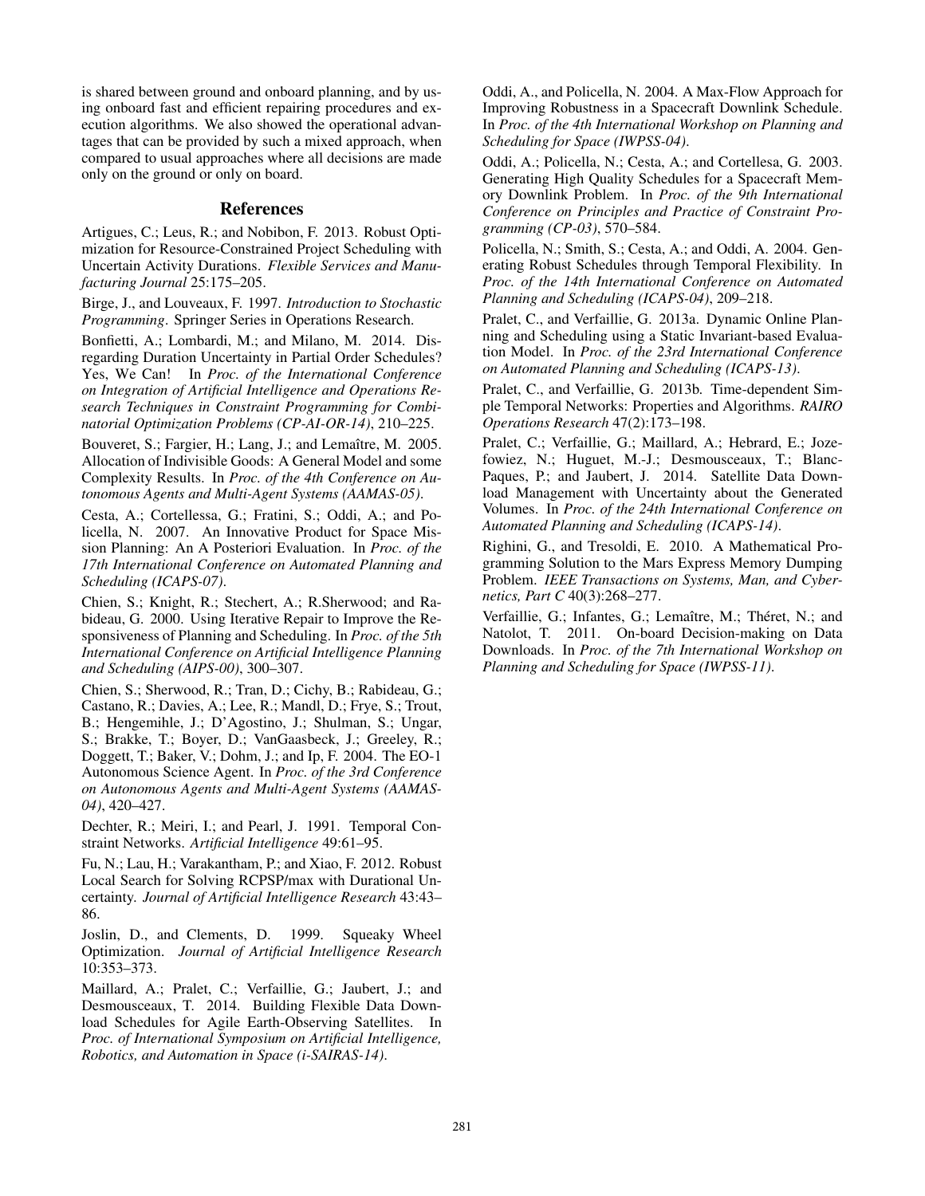is shared between ground and onboard planning, and by using onboard fast and efficient repairing procedures and execution algorithms. We also showed the operational advantages that can be provided by such a mixed approach, when compared to usual approaches where all decisions are made only on the ground or only on board.

## References

Artigues, C.; Leus, R.; and Nobibon, F. 2013. Robust Optimization for Resource-Constrained Project Scheduling with Uncertain Activity Durations. *Flexible Services and Manufacturing Journal* 25:175–205.

Birge, J., and Louveaux, F. 1997. *Introduction to Stochastic Programming*. Springer Series in Operations Research.

Bonfietti, A.; Lombardi, M.; and Milano, M. 2014. Disregarding Duration Uncertainty in Partial Order Schedules? Yes, We Can! In *Proc. of the International Conference on Integration of Artificial Intelligence and Operations Research Techniques in Constraint Programming for Combinatorial Optimization Problems (CP-AI-OR-14)*, 210–225.

Bouveret, S.; Fargier, H.; Lang, J.; and Lemaître, M. 2005. Allocation of Indivisible Goods: A General Model and some Complexity Results. In *Proc. of the 4th Conference on Autonomous Agents and Multi-Agent Systems (AAMAS-05)*.

Cesta, A.; Cortellessa, G.; Fratini, S.; Oddi, A.; and Policella, N. 2007. An Innovative Product for Space Mission Planning: An A Posteriori Evaluation. In *Proc. of the 17th International Conference on Automated Planning and Scheduling (ICAPS-07)*.

Chien, S.; Knight, R.; Stechert, A.; R.Sherwood; and Rabideau, G. 2000. Using Iterative Repair to Improve the Responsiveness of Planning and Scheduling. In *Proc. of the 5th International Conference on Artificial Intelligence Planning and Scheduling (AIPS-00)*, 300–307.

Chien, S.; Sherwood, R.; Tran, D.; Cichy, B.; Rabideau, G.; Castano, R.; Davies, A.; Lee, R.; Mandl, D.; Frye, S.; Trout, B.; Hengemihle, J.; D'Agostino, J.; Shulman, S.; Ungar, S.; Brakke, T.; Boyer, D.; VanGaasbeck, J.; Greeley, R.; Doggett, T.; Baker, V.; Dohm, J.; and Ip, F. 2004. The EO-1 Autonomous Science Agent. In *Proc. of the 3rd Conference on Autonomous Agents and Multi-Agent Systems (AAMAS-04)*, 420–427.

Dechter, R.; Meiri, I.; and Pearl, J. 1991. Temporal Constraint Networks. *Artificial Intelligence* 49:61–95.

Fu, N.; Lau, H.; Varakantham, P.; and Xiao, F. 2012. Robust Local Search for Solving RCPSP/max with Durational Uncertainty. *Journal of Artificial Intelligence Research* 43:43–86.

Joslin, D., and Clements, D. 1999. Squeaky Wheel Optimization. *Journal of Artificial Intelligence Research* 10:353–373.

Maillard, A.; Pralet, C.; Verfaillie, G.; Jaubert, J.; and Desmousceaux, T. 2014. Building Flexible Data Download Schedules for Agile Earth-Observing Satellites. In *Proc. of International Symposium on Artificial Intelligence, Robotics, and Automation in Space (i-SAIRAS-14)*.

Oddi, A., and Policella, N. 2004. A Max-Flow Approach for Improving Robustness in a Spacecraft Downlink Schedule. In *Proc. of the 4th International Workshop on Planning and Scheduling for Space (IWPSS-04)*.

Oddi, A.; Policella, N.; Cesta, A.; and Cortellesa, G. 2003. Generating High Quality Schedules for a Spacecraft Memory Downlink Problem. In *Proc. of the 9th International Conference on Principles and Practice of Constraint Programming (CP-03)*, 570–584.

Policella, N.; Smith, S.; Cesta, A.; and Oddi, A. 2004. Generating Robust Schedules through Temporal Flexibility. In *Proc. of the 14th International Conference on Automated Planning and Scheduling (ICAPS-04)*, 209–218.

Pralet, C., and Verfaillie, G. 2013a. Dynamic Online Planning and Scheduling using a Static Invariant-based Evaluation Model. In *Proc. of the 23rd International Conference on Automated Planning and Scheduling (ICAPS-13)*.

Pralet, C., and Verfaillie, G. 2013b. Time-dependent Simple Temporal Networks: Properties and Algorithms. *RAIRO Operations Research* 47(2):173–198.

Pralet, C.; Verfaillie, G.; Maillard, A.; Hebrard, E.; Jozefowiez, N.; Huguet, M.-J.; Desmousceaux, T.; Blanc-Paques, P.; and Jaubert, J. 2014. Satellite Data Download Management with Uncertainty about the Generated Volumes. In *Proc. of the 24th International Conference on Automated Planning and Scheduling (ICAPS-14)*.

Righini, G., and Tresoldi, E. 2010. A Mathematical Programming Solution to the Mars Express Memory Dumping Problem. *IEEE Transactions on Systems, Man, and Cybernetics, Part C* 40(3):268–277.

Verfaillie, G.; Infantes, G.; Lemaître, M.; Théret, N.; and Natolot, T. 2011. On-board Decision-making on Data Downloads. In *Proc. of the 7th International Workshop on Planning and Scheduling for Space (IWPSS-11)*.